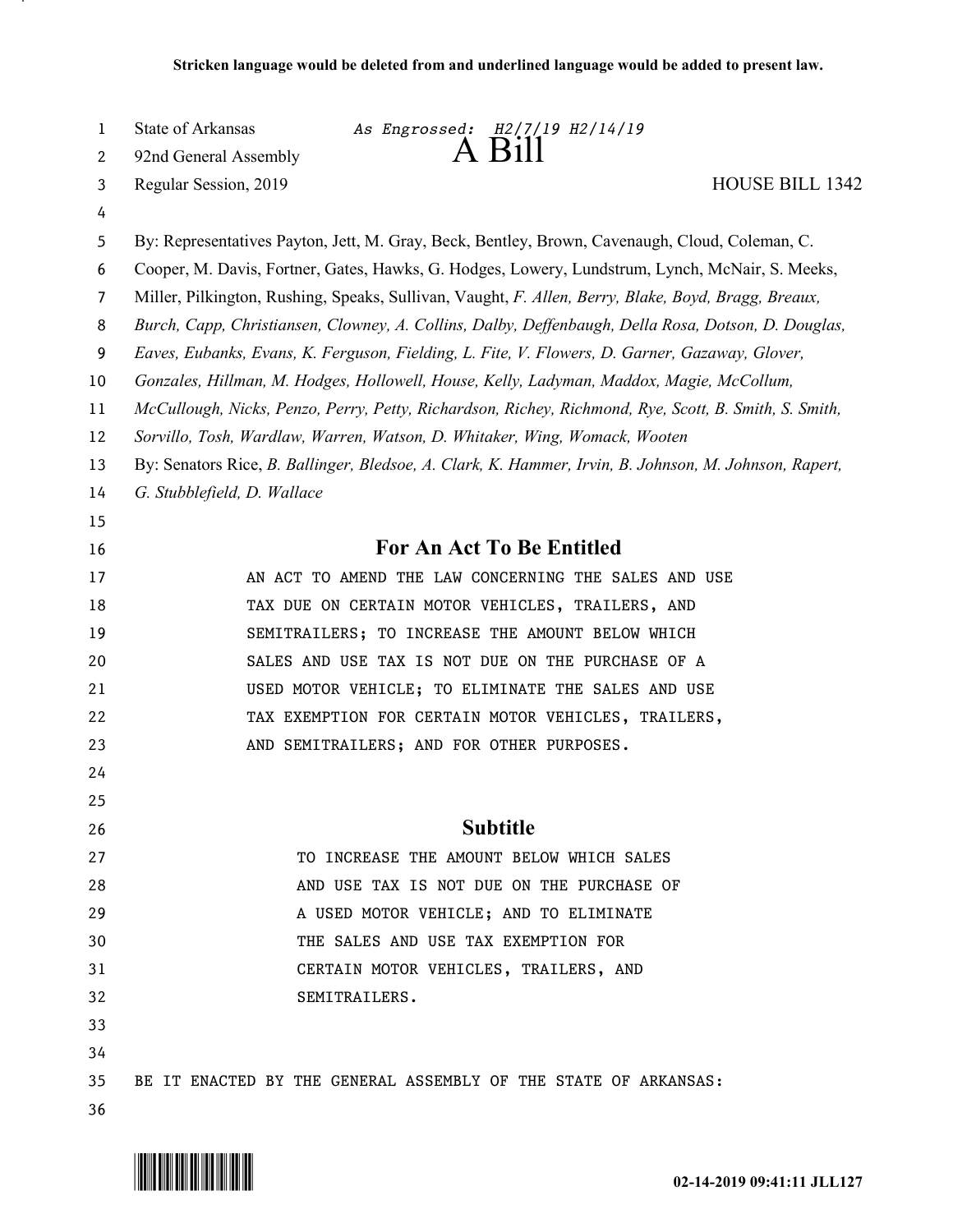**Stricken language would be deleted from and underlined language would be added to present law.**

State of Arkansas *As Engrossed: H2/7/19 H2/14/19*
92nd General Assembly
Regular Session, 2019

# A Bill

HOUSE BILL 1342

By: Representatives Payton, Jett, M. Gray, Beck, Bentley, Brown, Cavenaugh, Cloud, Coleman, C. Cooper, M. Davis, Fortner, Gates, Hawks, G. Hodges, Lowery, Lundstrum, Lynch, McNair, S. Meeks, Miller, Pilkington, Rushing, Speaks, Sullivan, Vaught, *F. Allen, Berry, Blake, Boyd, Bragg, Breaux, Burch, Capp, Christiansen, Clowney, A. Collins, Dalby, Deffenbaugh, Della Rosa, Dotson, D. Douglas, Eaves, Eubanks, Evans, K. Ferguson, Fielding, L. Fite, V. Flowers, D. Garner, Gazaway, Glover, Gonzales, Hillman, M. Hodges, Hollowell, House, Kelly, Ladyman, Maddox, Magie, McCollum, McCullough, Nicks, Penzo, Perry, Petty, Richardson, Richey, Richmond, Rye, Scott, B. Smith, S. Smith, Sorvillo, Tosh, Wardlaw, Warren, Watson, D. Whitaker, Wing, Womack, Wooten*

By: Senators Rice, *B. Ballinger, Bledsoe, A. Clark, K. Hammer, Irvin, B. Johnson, M. Johnson, Rapert, G. Stubblefield, D. Wallace*

## For An Act To Be Entitled

AN ACT TO AMEND THE LAW CONCERNING THE SALES AND USE TAX DUE ON CERTAIN MOTOR VEHICLES, TRAILERS, AND SEMITRAILERS; TO INCREASE THE AMOUNT BELOW WHICH SALES AND USE TAX IS NOT DUE ON THE PURCHASE OF A USED MOTOR VEHICLE; TO ELIMINATE THE SALES AND USE TAX EXEMPTION FOR CERTAIN MOTOR VEHICLES, TRAILERS, AND SEMITRAILERS; AND FOR OTHER PURPOSES.

## Subtitle

TO INCREASE THE AMOUNT BELOW WHICH SALES AND USE TAX IS NOT DUE ON THE PURCHASE OF A USED MOTOR VEHICLE; AND TO ELIMINATE THE SALES AND USE TAX EXEMPTION FOR CERTAIN MOTOR VEHICLES, TRAILERS, AND SEMITRAILERS.

BE IT ENACTED BY THE GENERAL ASSEMBLY OF THE STATE OF ARKANSAS:

02-14-2019 09:41:11 JLL127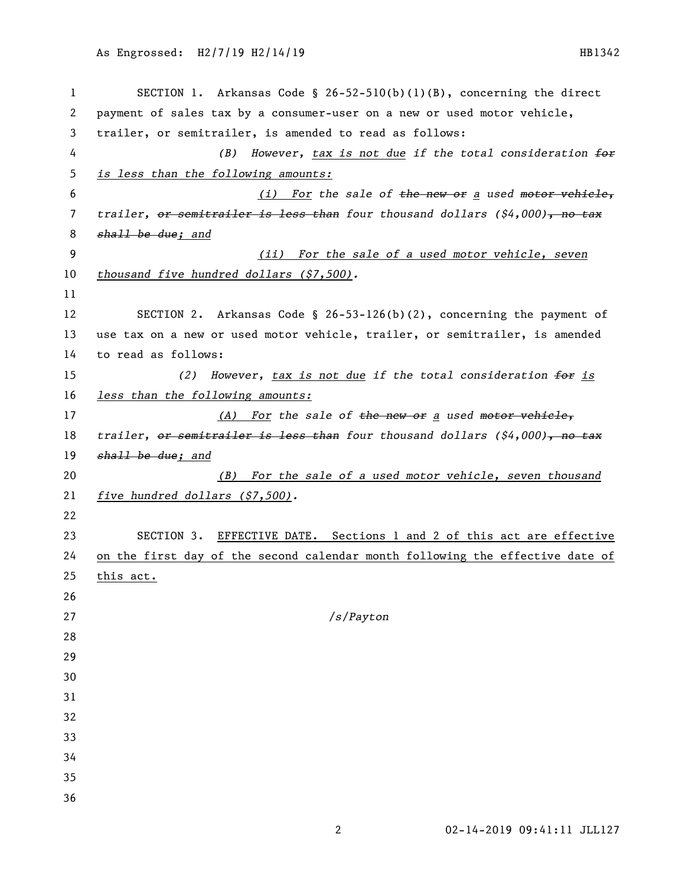SECTION 1. Arkansas Code § 26-52-510(b)(1)(B), concerning the direct payment of sales tax by a consumer-user on a new or used motor vehicle, trailer, or semitrailer, is amended to read as follows:

*(B) However, tax is not due if the total consideration ~~for~~ is less than the following amounts:*

*(i) For the sale of ~~the new or~~ a used ~~motor vehicle,~~ trailer, ~~or semitrailer is less than~~ four thousand dollars ($4,000)~~, no tax shall be due~~; and*

*(ii) For the sale of a used motor vehicle, seven thousand five hundred dollars ($7,500).*

SECTION 2. Arkansas Code § 26-53-126(b)(2), concerning the payment of use tax on a new or used motor vehicle, trailer, or semitrailer, is amended to read as follows:

*(2) However, tax is not due if the total consideration ~~for~~ is less than the following amounts:*

*(A) For the sale of ~~the new or~~ a used ~~motor vehicle,~~ trailer, ~~or semitrailer is less than~~ four thousand dollars ($4,000)~~, no tax shall be due~~; and*

*(B) For the sale of a used motor vehicle, seven thousand five hundred dollars ($7,500).*

SECTION 3. EFFECTIVE DATE. Sections 1 and 2 of this act are effective on the first day of the second calendar month following the effective date of this act.

/s/Payton